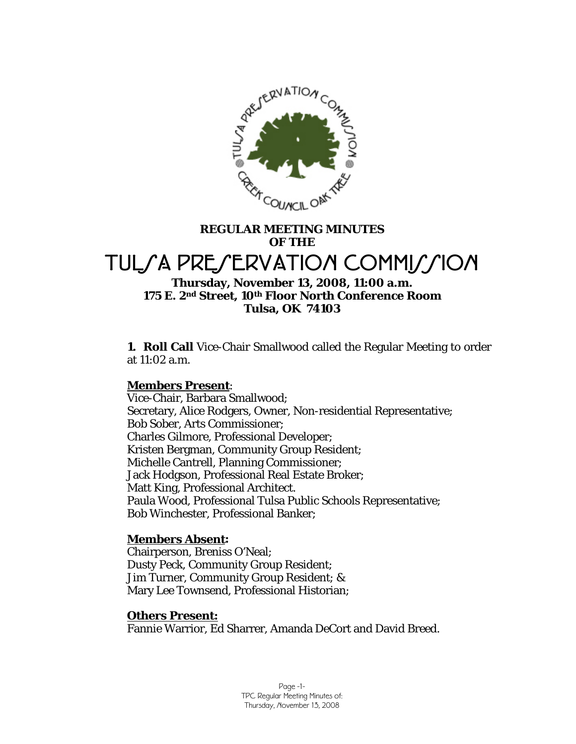**REGULAR MEETING MINUTES OF THE**

# TULSA PRESERVATION COMMISSION

**Thursday, November 13, 2008, 11:00 a.m.**
**175 E. 2nd Street, 10th Floor North Conference Room**
**Tulsa, OK 74103**

**1. Roll Call** Vice-Chair Smallwood called the Regular Meeting to order at 11:02 a.m.

**Members Present:**
Vice-Chair, Barbara Smallwood;
Secretary, Alice Rodgers, Owner, Non-residential Representative;
Bob Sober, Arts Commissioner;
Charles Gilmore, Professional Developer;
Kristen Bergman, Community Group Resident;
Michelle Cantrell, Planning Commissioner;
Jack Hodgson, Professional Real Estate Broker;
Matt King, Professional Architect.
Paula Wood, Professional Tulsa Public Schools Representative;
Bob Winchester, Professional Banker;

**Members Absent:**
Chairperson, Breniss O'Neal;
Dusty Peck, Community Group Resident;
Jim Turner, Community Group Resident; &
Mary Lee Townsend, Professional Historian;

**Others Present:**
Fannie Warrior, Ed Sharrer, Amanda DeCort and David Breed.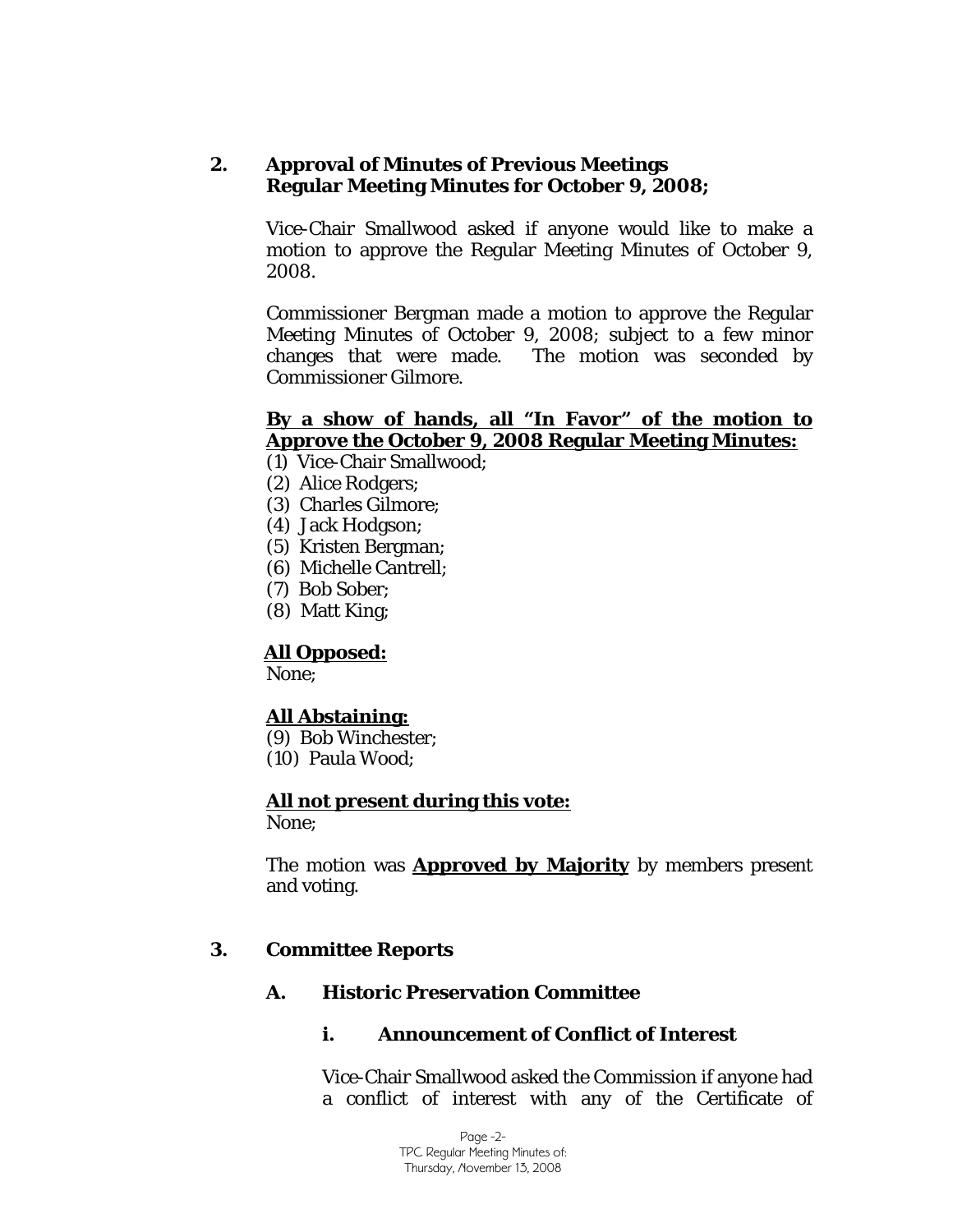## 2. Approval of Minutes of Previous Meetings
**Regular Meeting Minutes for October 9, 2008;**

Vice-Chair Smallwood asked if anyone would like to make a motion to approve the Regular Meeting Minutes of October 9, 2008.

Commissioner Bergman made a motion to approve the Regular Meeting Minutes of October 9, 2008; subject to a few minor changes that were made. The motion was seconded by Commissioner Gilmore.

**By a show of hands, all "In Favor" of the motion to Approve the October 9, 2008 Regular Meeting Minutes:**

(1) Vice-Chair Smallwood;
(2) Alice Rodgers;
(3) Charles Gilmore;
(4) Jack Hodgson;
(5) Kristen Bergman;
(6) Michelle Cantrell;
(7) Bob Sober;
(8) Matt King;

**All Opposed:**

None;

**All Abstaining:**

(9) Bob Winchester;
(10) Paula Wood;

**All not present during this vote:**

None;

The motion was **Approved by Majority** by members present and voting.

## 3. Committee Reports

### A. Historic Preservation Committee

#### i. Announcement of Conflict of Interest

Vice-Chair Smallwood asked the Commission if anyone had a conflict of interest with any of the Certificate of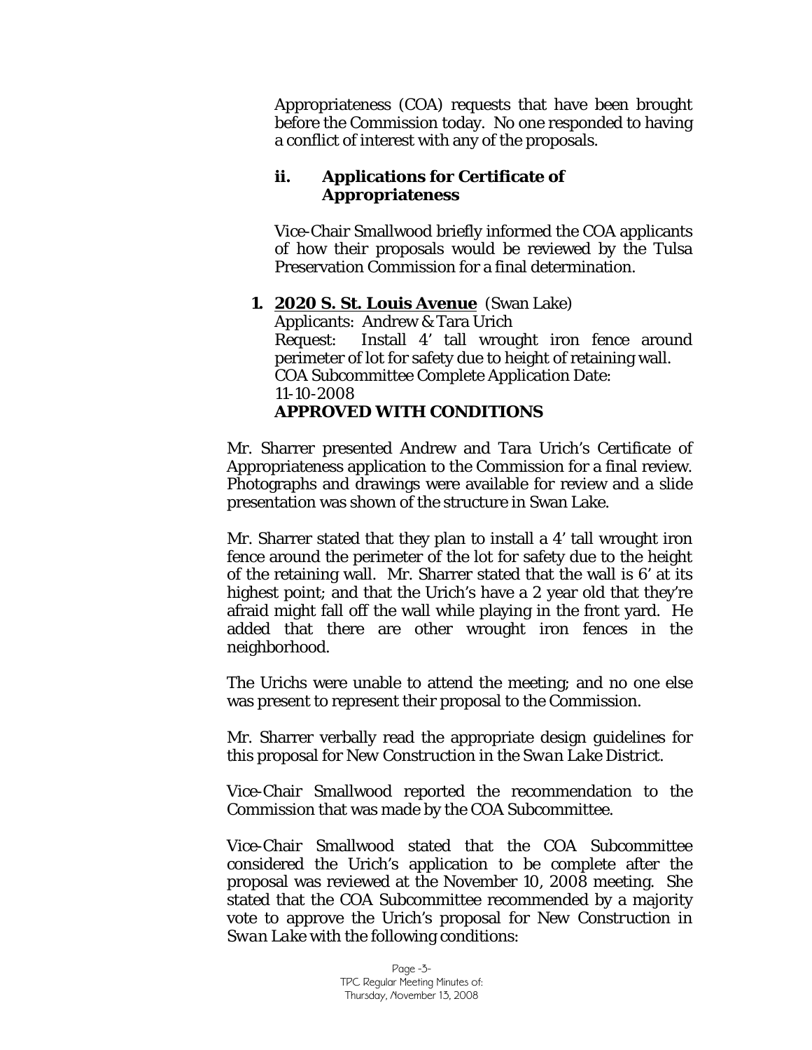Appropriateness (COA) requests that have been brought before the Commission today. No one responded to having a conflict of interest with any of the proposals.

**ii. Applications for Certificate of Appropriateness**

Vice-Chair Smallwood briefly informed the COA applicants of how their proposals would be reviewed by the Tulsa Preservation Commission for a final determination.

**1. 2020 S. St. Louis Avenue** (Swan Lake)
Applicants: Andrew & Tara Urich
Request: Install 4' tall wrought iron fence around perimeter of lot for safety due to height of retaining wall.
COA Subcommittee Complete Application Date: 11-10-2008
**APPROVED WITH CONDITIONS**

Mr. Sharrer presented Andrew and Tara Urich's Certificate of Appropriateness application to the Commission for a final review. Photographs and drawings were available for review and a slide presentation was shown of the structure in Swan Lake.

Mr. Sharrer stated that they plan to install a 4' tall wrought iron fence around the perimeter of the lot for safety due to the height of the retaining wall. Mr. Sharrer stated that the wall is 6' at its highest point; and that the Urich's have a 2 year old that they're afraid might fall off the wall while playing in the front yard. He added that there are other wrought iron fences in the neighborhood.

The Urichs were unable to attend the meeting; and no one else was present to represent their proposal to the Commission.

Mr. Sharrer verbally read the appropriate design guidelines for this proposal for New Construction in the *Swan Lake District*.

Vice-Chair Smallwood reported the recommendation to the Commission that was made by the COA Subcommittee.

Vice-Chair Smallwood stated that the COA Subcommittee considered the Urich's application to be complete after the proposal was reviewed at the November 10, 2008 meeting. She stated that the COA Subcommittee recommended by a majority vote to approve the Urich's proposal for New Construction in *Swan Lake* with the following conditions: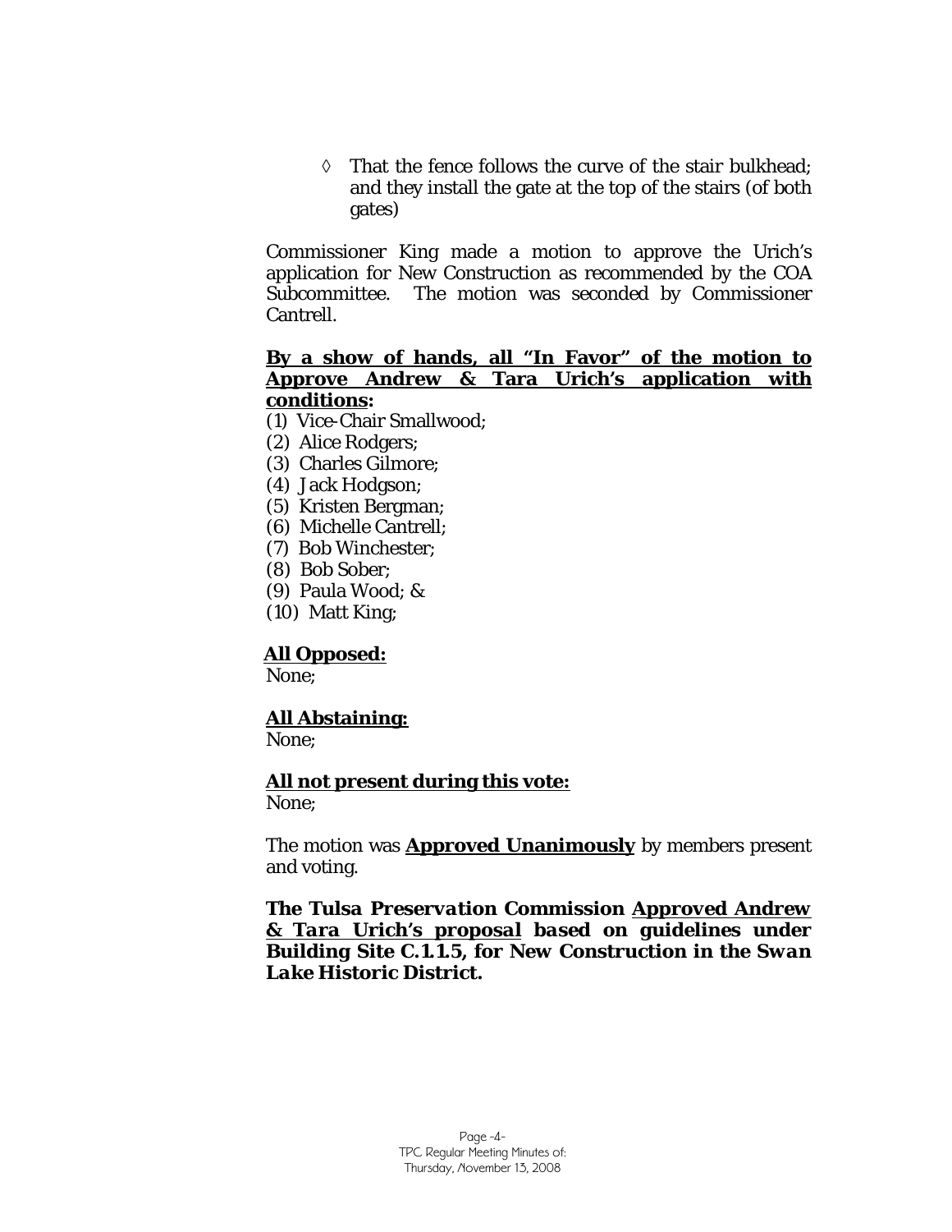◊ That the fence follows the curve of the stair bulkhead; and they install the gate at the top of the stairs (of both gates)

Commissioner King made a motion to approve the Urich's application for New Construction as recommended by the COA Subcommittee. The motion was seconded by Commissioner Cantrell.

**By a show of hands, all "In Favor" of the motion to Approve Andrew & Tara Urich's application with conditions:**

(1) Vice-Chair Smallwood;
(2) Alice Rodgers;
(3) Charles Gilmore;
(4) Jack Hodgson;
(5) Kristen Bergman;
(6) Michelle Cantrell;
(7) Bob Winchester;
(8) Bob Sober;
(9) Paula Wood; &
(10) Matt King;

**All Opposed:**
None;

**All Abstaining:**
None;

**All not present during this vote:**
None;

The motion was **Approved Unanimously** by members present and voting.

***The Tulsa Preservation Commission Approved Andrew & Tara Urich's proposal based on guidelines under Building Site C.1.1.5, for New Construction in the Swan Lake Historic District.***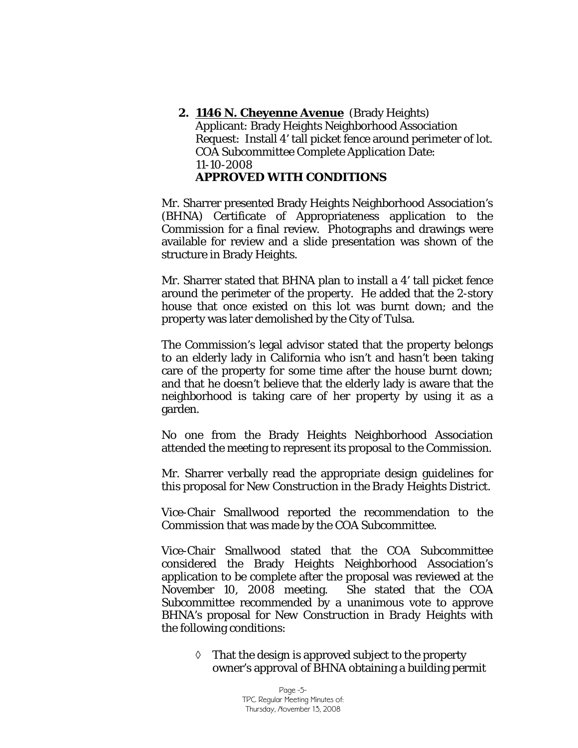2. **1146 N. Cheyenne Avenue** (Brady Heights)
   Applicant: Brady Heights Neighborhood Association
   Request: Install 4' tall picket fence around perimeter of lot.
   COA Subcommittee Complete Application Date:
   11-10-2008
   **APPROVED WITH CONDITIONS**

Mr. Sharrer presented Brady Heights Neighborhood Association's (BHNA) Certificate of Appropriateness application to the Commission for a final review. Photographs and drawings were available for review and a slide presentation was shown of the structure in Brady Heights.

Mr. Sharrer stated that BHNA plan to install a 4' tall picket fence around the perimeter of the property. He added that the 2-story house that once existed on this lot was burnt down; and the property was later demolished by the City of Tulsa.

The Commission's legal advisor stated that the property belongs to an elderly lady in California who isn't and hasn't been taking care of the property for some time after the house burnt down; and that he doesn't believe that the elderly lady is aware that the neighborhood is taking care of her property by using it as a garden.

No one from the Brady Heights Neighborhood Association attended the meeting to represent its proposal to the Commission.

Mr. Sharrer verbally read the appropriate design guidelines for this proposal for New Construction in the *Brady Heights District*.

Vice-Chair Smallwood reported the recommendation to the Commission that was made by the COA Subcommittee.

Vice-Chair Smallwood stated that the COA Subcommittee considered the Brady Heights Neighborhood Association's application to be complete after the proposal was reviewed at the November 10, 2008 meeting. She stated that the COA Subcommittee recommended by a unanimous vote to approve BHNA's proposal for New Construction in *Brady Heights* with the following conditions:

- ◊ That the design is approved subject to the property owner's approval of BHNA obtaining a building permit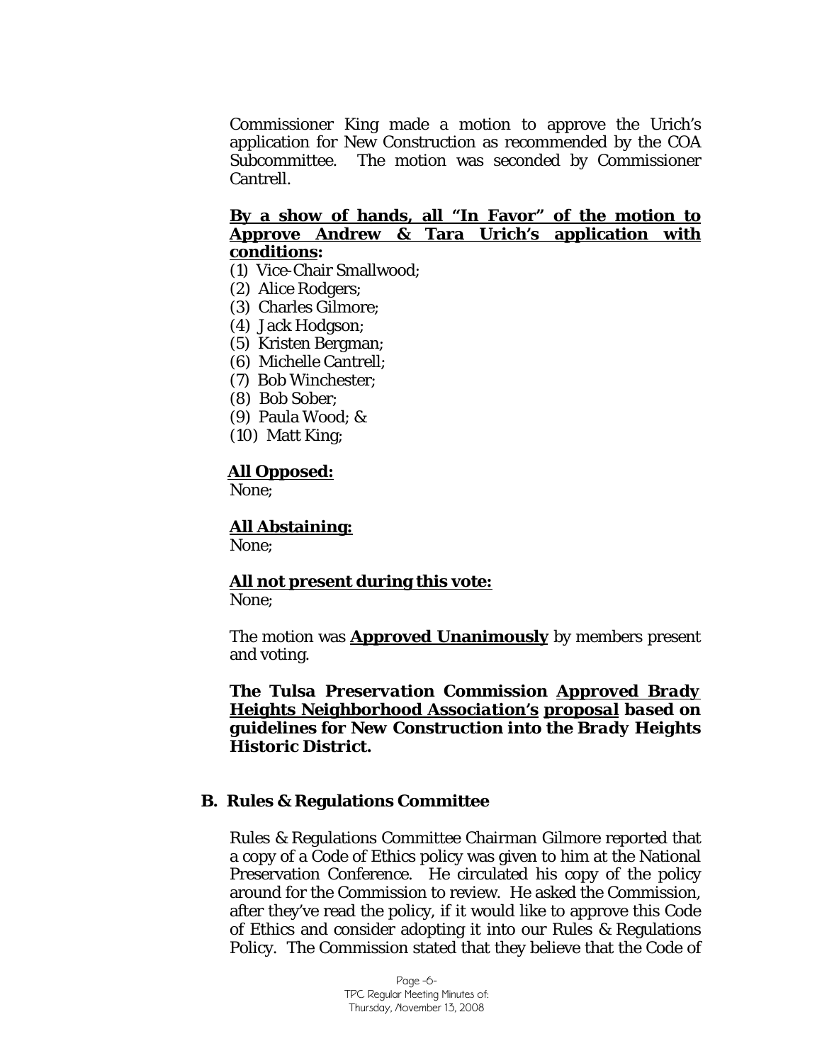Commissioner King made a motion to approve the Urich's application for New Construction as recommended by the COA Subcommittee. The motion was seconded by Commissioner Cantrell.

**By a show of hands, all "In Favor" of the motion to Approve Andrew & Tara Urich's application with conditions:**

(1) Vice-Chair Smallwood;
(2) Alice Rodgers;
(3) Charles Gilmore;
(4) Jack Hodgson;
(5) Kristen Bergman;
(6) Michelle Cantrell;
(7) Bob Winchester;
(8) Bob Sober;
(9) Paula Wood; &
(10) Matt King;

**All Opposed:**
None;

**All Abstaining:**
None;

**All not present during this vote:**
None;

The motion was **Approved Unanimously** by members present and voting.

***The Tulsa Preservation Commission Approved Brady Heights Neighborhood Association's proposal based on guidelines for New Construction into the Brady Heights Historic District.***

**B. Rules & Regulations Committee**

Rules & Regulations Committee Chairman Gilmore reported that a copy of a Code of Ethics policy was given to him at the National Preservation Conference. He circulated his copy of the policy around for the Commission to review. He asked the Commission, after they've read the policy, if it would like to approve this Code of Ethics and consider adopting it into our Rules & Regulations Policy. The Commission stated that they believe that the Code of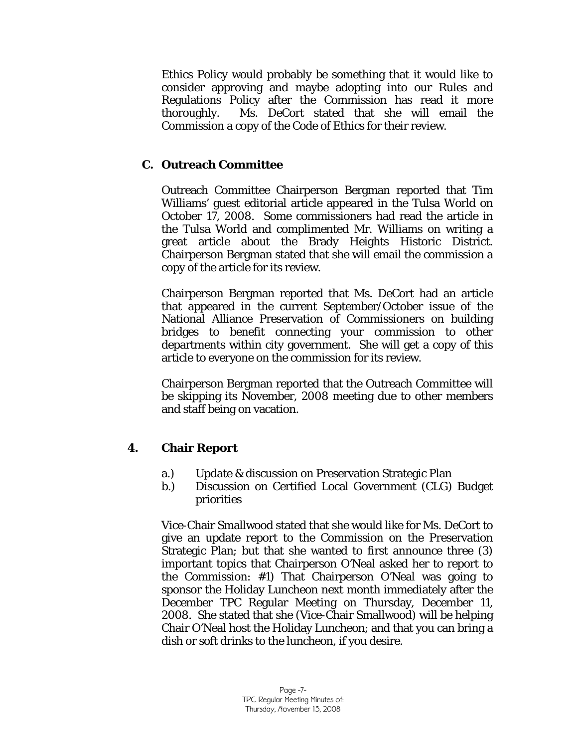Ethics Policy would probably be something that it would like to consider approving and maybe adopting into our Rules and Regulations Policy after the Commission has read it more thoroughly. Ms. DeCort stated that she will email the Commission a copy of the Code of Ethics for their review.

### C. Outreach Committee

Outreach Committee Chairperson Bergman reported that Tim Williams' guest editorial article appeared in the Tulsa World on October 17, 2008. Some commissioners had read the article in the Tulsa World and complimented Mr. Williams on writing a great article about the Brady Heights Historic District. Chairperson Bergman stated that she will email the commission a copy of the article for its review.

Chairperson Bergman reported that Ms. DeCort had an article that appeared in the current September/October issue of the National Alliance Preservation of Commissioners on building bridges to benefit connecting your commission to other departments within city government. She will get a copy of this article to everyone on the commission for its review.

Chairperson Bergman reported that the Outreach Committee will be skipping its November, 2008 meeting due to other members and staff being on vacation.

## 4. Chair Report

a.) Update & discussion on Preservation Strategic Plan
b.) Discussion on Certified Local Government (CLG) Budget priorities

Vice-Chair Smallwood stated that she would like for Ms. DeCort to give an update report to the Commission on the Preservation Strategic Plan; but that she wanted to first announce three (3) important topics that Chairperson O'Neal asked her to report to the Commission: #1) That Chairperson O'Neal was going to sponsor the Holiday Luncheon next month immediately after the December TPC Regular Meeting on Thursday, December 11, 2008. She stated that she (Vice-Chair Smallwood) will be helping Chair O'Neal host the Holiday Luncheon; and that you can bring a dish or soft drinks to the luncheon, if you desire.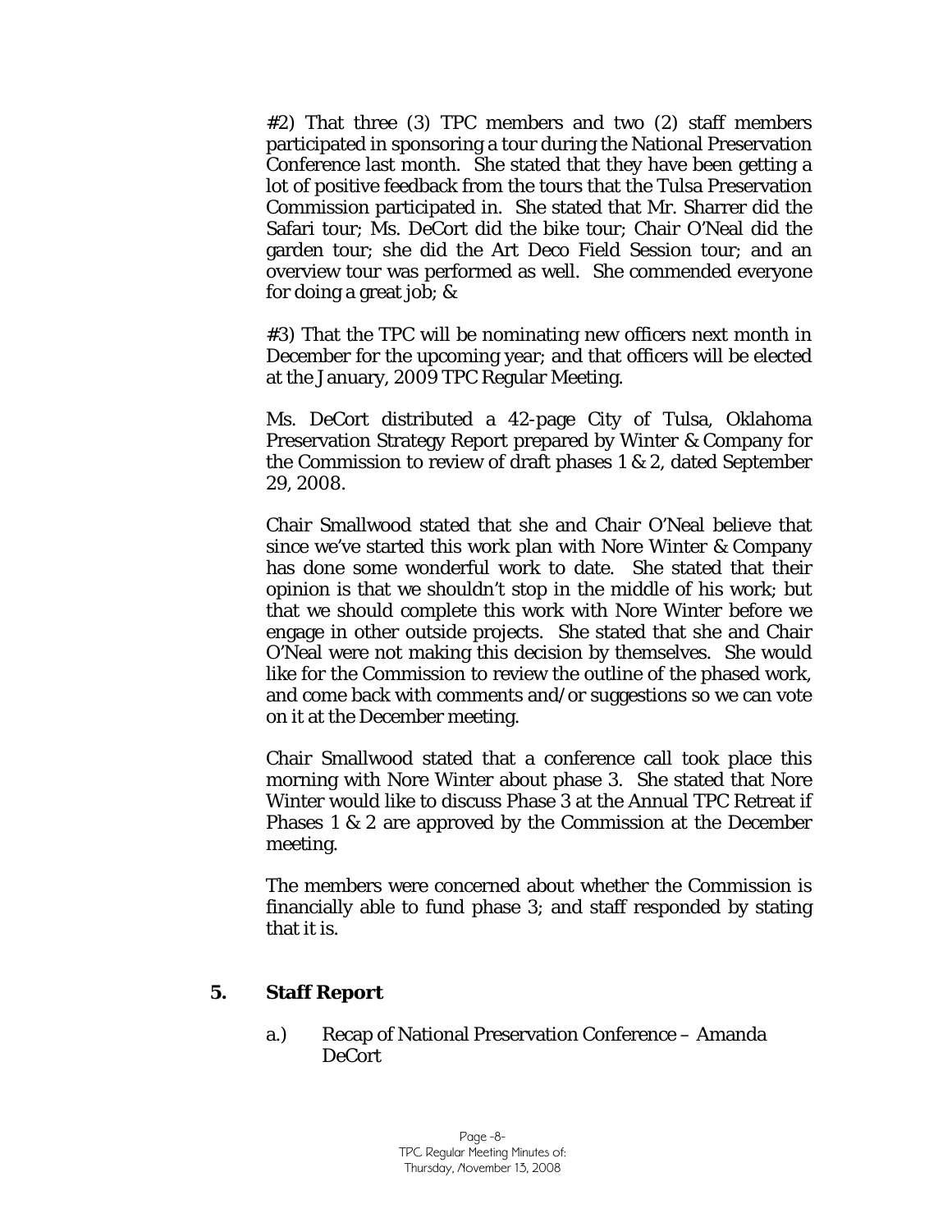#2) That three (3) TPC members and two (2) staff members participated in sponsoring a tour during the National Preservation Conference last month. She stated that they have been getting a lot of positive feedback from the tours that the Tulsa Preservation Commission participated in. She stated that Mr. Sharrer did the Safari tour; Ms. DeCort did the bike tour; Chair O'Neal did the garden tour; she did the Art Deco Field Session tour; and an overview tour was performed as well. She commended everyone for doing a great job; &

#3) That the TPC will be nominating new officers next month in December for the upcoming year; and that officers will be elected at the January, 2009 TPC Regular Meeting.

Ms. DeCort distributed a 42-page City of Tulsa, Oklahoma Preservation Strategy Report prepared by Winter & Company for the Commission to review of draft phases 1 & 2, dated September 29, 2008.

Chair Smallwood stated that she and Chair O'Neal believe that since we've started this work plan with Nore Winter & Company has done some wonderful work to date. She stated that their opinion is that we shouldn't stop in the middle of his work; but that we should complete this work with Nore Winter before we engage in other outside projects. She stated that she and Chair O'Neal were not making this decision by themselves. She would like for the Commission to review the outline of the phased work, and come back with comments and/or suggestions so we can vote on it at the December meeting.

Chair Smallwood stated that a conference call took place this morning with Nore Winter about phase 3. She stated that Nore Winter would like to discuss Phase 3 at the Annual TPC Retreat if Phases 1 & 2 are approved by the Commission at the December meeting.

The members were concerned about whether the Commission is financially able to fund phase 3; and staff responded by stating that it is.

## 5. Staff Report

a.) Recap of National Preservation Conference – Amanda DeCort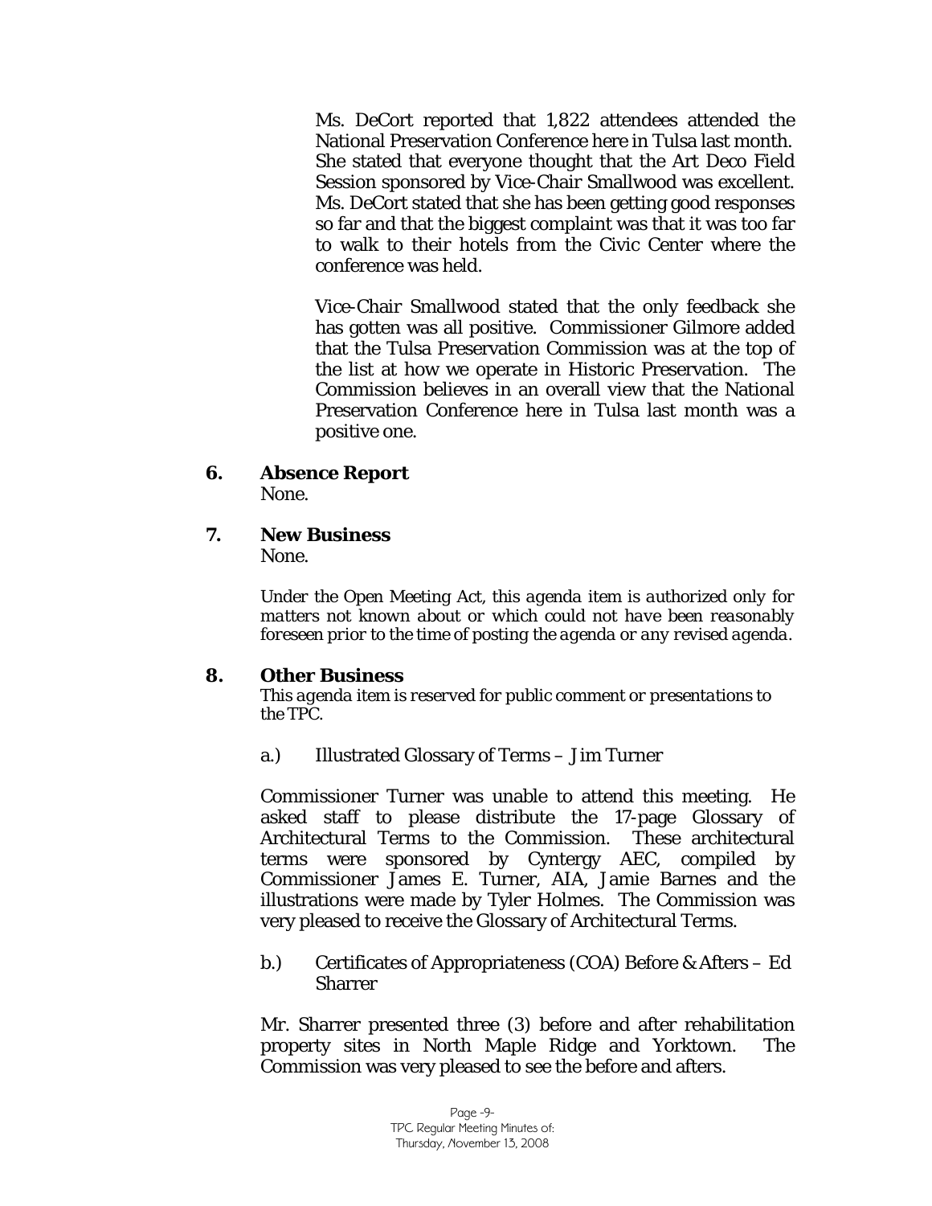Ms. DeCort reported that 1,822 attendees attended the National Preservation Conference here in Tulsa last month. She stated that everyone thought that the Art Deco Field Session sponsored by Vice-Chair Smallwood was excellent. Ms. DeCort stated that she has been getting good responses so far and that the biggest complaint was that it was too far to walk to their hotels from the Civic Center where the conference was held.

Vice-Chair Smallwood stated that the only feedback she has gotten was all positive. Commissioner Gilmore added that the Tulsa Preservation Commission was at the top of the list at how we operate in Historic Preservation. The Commission believes in an overall view that the National Preservation Conference here in Tulsa last month was a positive one.

## 6. Absence Report

None.

## 7. New Business

None.

*Under the Open Meeting Act, this agenda item is authorized only for matters not known about or which could not have been reasonably foreseen prior to the time of posting the agenda or any revised agenda.*

## 8. Other Business

*This agenda item is reserved for public comment or presentations to the TPC.*

a.) Illustrated Glossary of Terms – Jim Turner

Commissioner Turner was unable to attend this meeting. He asked staff to please distribute the 17-page Glossary of Architectural Terms to the Commission. These architectural terms were sponsored by Cyntergy AEC, compiled by Commissioner James E. Turner, AIA, Jamie Barnes and the illustrations were made by Tyler Holmes. The Commission was very pleased to receive the Glossary of Architectural Terms.

b.) Certificates of Appropriateness (COA) Before & Afters – Ed Sharrer

Mr. Sharrer presented three (3) before and after rehabilitation property sites in North Maple Ridge and Yorktown. The Commission was very pleased to see the before and afters.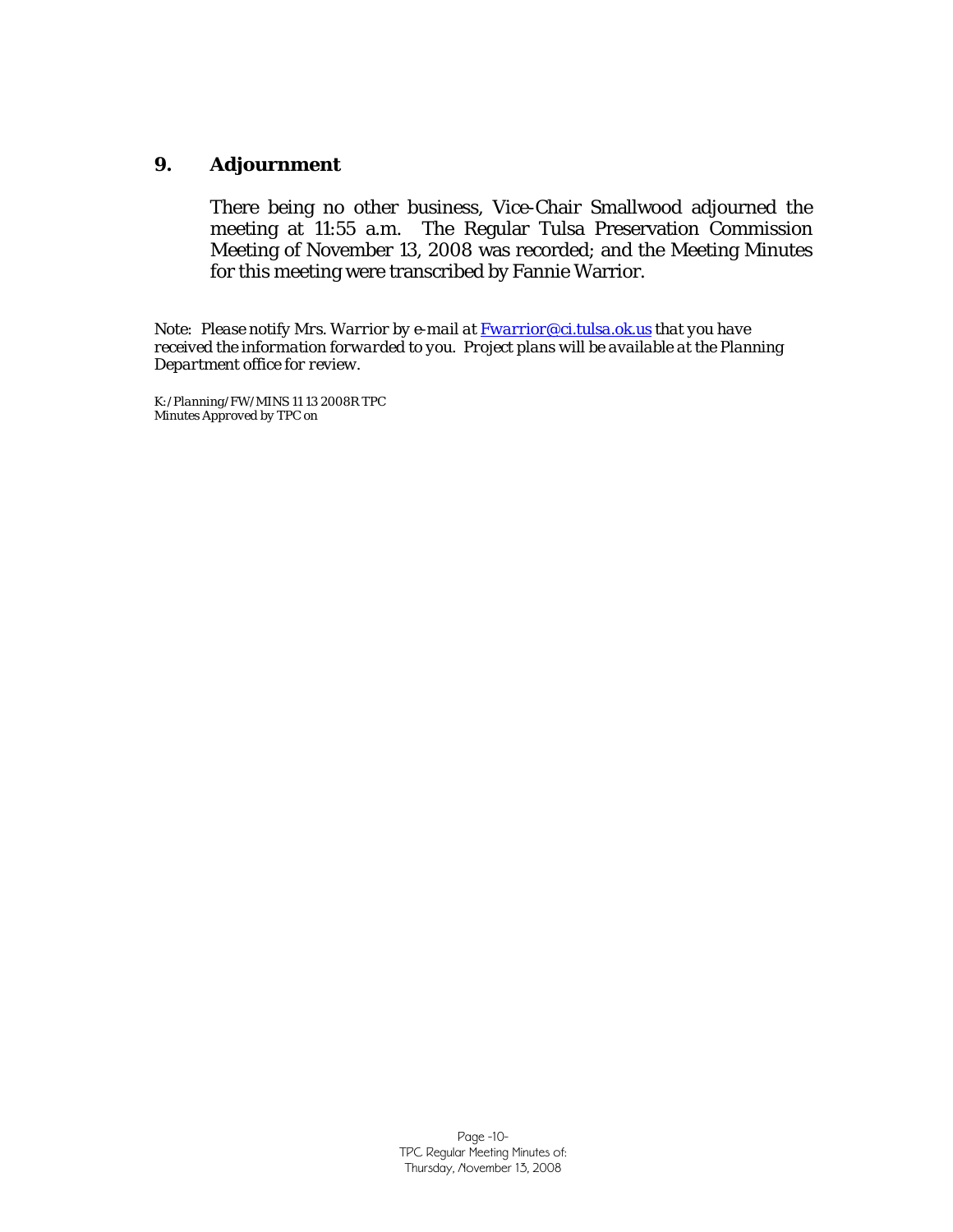## 9. Adjournment

There being no other business, Vice-Chair Smallwood adjourned the meeting at 11:55 a.m. The Regular Tulsa Preservation Commission Meeting of November 13, 2008 was recorded; and the Meeting Minutes for this meeting were transcribed by Fannie Warrior.

*Note: Please notify Mrs. Warrior by e-mail at [Fwarrior@ci.tulsa.ok.us](mailto:Fwarrior@ci.tulsa.ok.us) that you have received the information forwarded to you. Project plans will be available at the Planning Department office for review.*

*K:/Planning/FW/MINS 11 13 2008R TPC*
*Minutes Approved by TPC on*